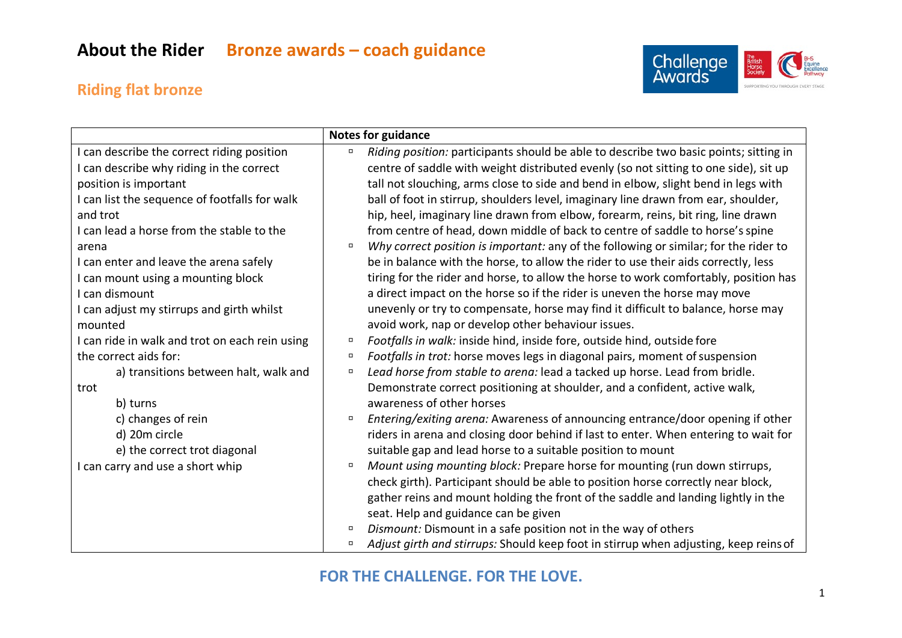# About the Rider   Bronze awards – coach guidance

## Riding flat bronze

| | Notes for guidance |
|---|---|
| I can describe the correct riding position<br>I can describe why riding in the correct position is important<br>I can list the sequence of footfalls for walk and trot<br>I can lead a horse from the stable to the arena<br>I can enter and leave the arena safely<br>I can mount using a mounting block<br>I can dismount<br>I can adjust my stirrups and girth whilst mounted<br>I can ride in walk and trot on each rein using the correct aids for:<br>a) transitions between halt, walk and trot<br>b) turns<br>c) changes of rein<br>d) 20m circle<br>e) the correct trot diagonal<br>I can carry and use a short whip | ▫ *Riding position:* participants should be able to describe two basic points; sitting in centre of saddle with weight distributed evenly (so not sitting to one side), sit up tall not slouching, arms close to side and bend in elbow, slight bend in legs with ball of foot in stirrup, shoulders level, imaginary line drawn from ear, shoulder, hip, heel, imaginary line drawn from elbow, forearm, reins, bit ring, line drawn from centre of head, down middle of back to centre of saddle to horse's spine<br>▫ *Why correct position is important:* any of the following or similar; for the rider to be in balance with the horse, to allow the rider to use their aids correctly, less tiring for the rider and horse, to allow the horse to work comfortably, position has a direct impact on the horse so if the rider is uneven the horse may move unevenly or try to compensate, horse may find it difficult to balance, horse may avoid work, nap or develop other behaviour issues.<br>▫ *Footfalls in walk:* inside hind, inside fore, outside hind, outside fore<br>▫ *Footfalls in trot:* horse moves legs in diagonal pairs, moment of suspension<br>▫ *Lead horse from stable to arena:* lead a tacked up horse. Lead from bridle. Demonstrate correct positioning at shoulder, and a confident, active walk, awareness of other horses<br>▫ *Entering/exiting arena:* Awareness of announcing entrance/door opening if other riders in arena and closing door behind if last to enter. When entering to wait for suitable gap and lead horse to a suitable position to mount<br>▫ *Mount using mounting block:* Prepare horse for mounting (run down stirrups, check girth). Participant should be able to position horse correctly near block, gather reins and mount holding the front of the saddle and landing lightly in the seat. Help and guidance can be given<br>▫ *Dismount:* Dismount in a safe position not in the way of others<br>▫ *Adjust girth and stirrups:* Should keep foot in stirrup when adjusting, keep reins of |

**FOR THE CHALLENGE. FOR THE LOVE.**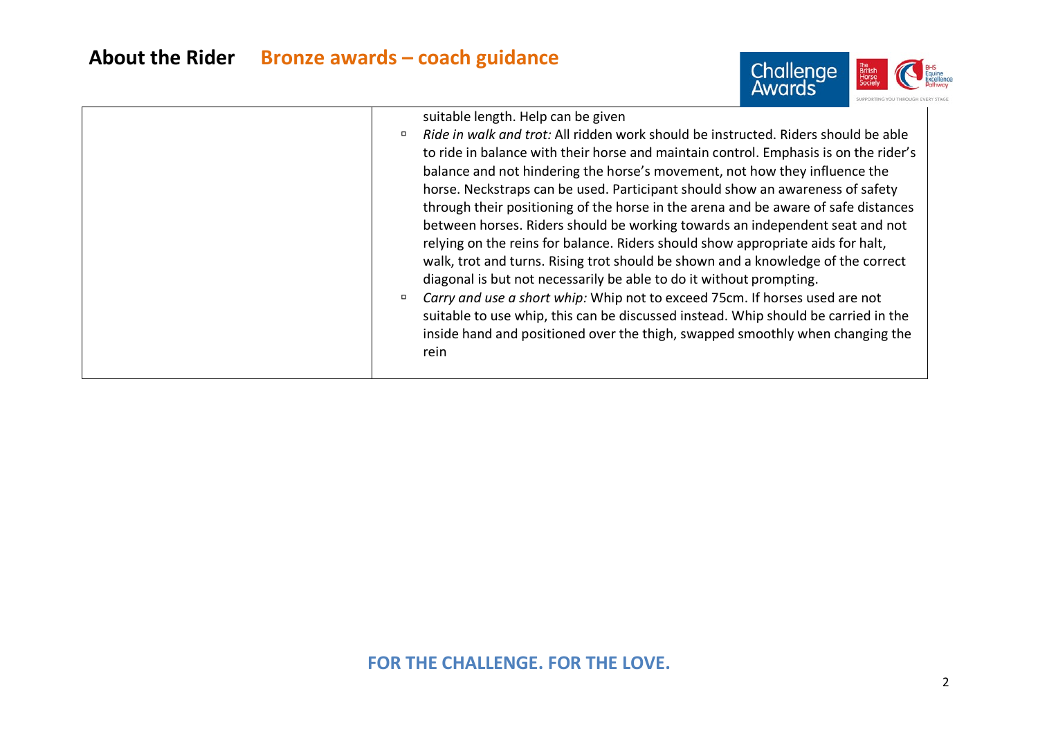## About the Rider Bronze awards – coach guidance

| | |
|---|---|
| | suitable length. Help can be given<br>▫ *Ride in walk and trot:* All ridden work should be instructed. Riders should be able to ride in balance with their horse and maintain control. Emphasis is on the rider's balance and not hindering the horse's movement, not how they influence the horse. Neckstraps can be used. Participant should show an awareness of safety through their positioning of the horse in the arena and be aware of safe distances between horses. Riders should be working towards an independent seat and not relying on the reins for balance. Riders should show appropriate aids for halt, walk, trot and turns. Rising trot should be shown and a knowledge of the correct diagonal is but not necessarily be able to do it without prompting.<br>▫ *Carry and use a short whip:* Whip not to exceed 75cm. If horses used are not suitable to use whip, this can be discussed instead. Whip should be carried in the inside hand and positioned over the thigh, swapped smoothly when changing the rein |

**FOR THE CHALLENGE. FOR THE LOVE.**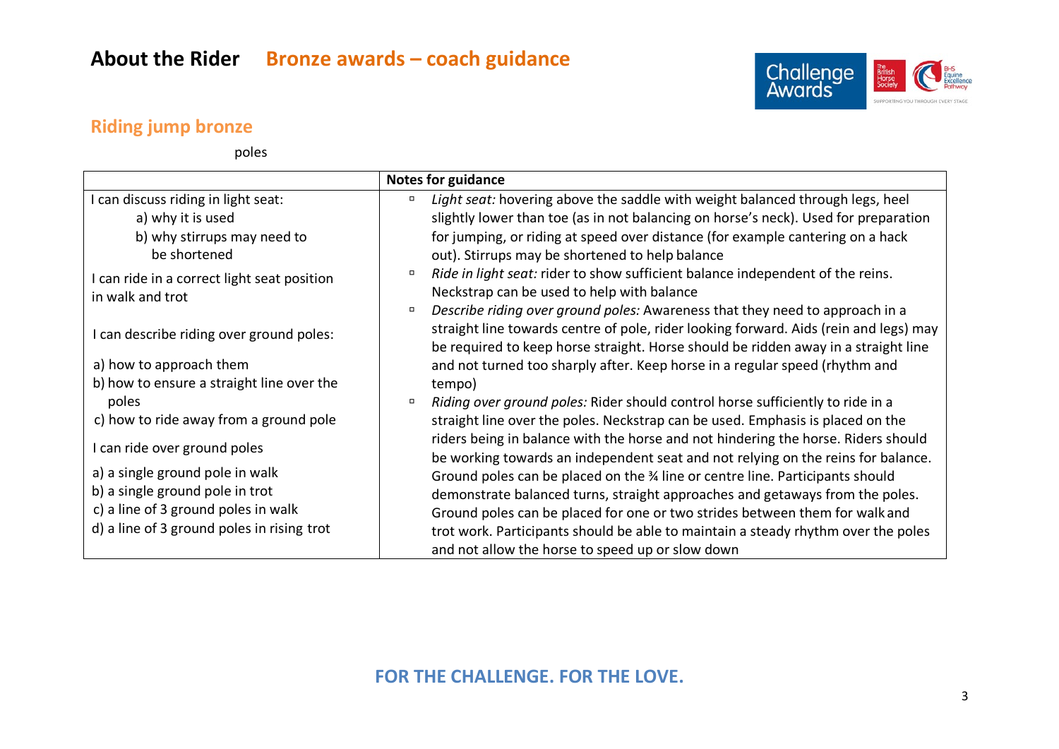# About the Rider    Bronze awards – coach guidance

## Riding jump bronze

poles

| | Notes for guidance |
|---|---|
| I can discuss riding in light seat:<br>a) why it is used<br>b) why stirrups may need to be shortened<br><br>I can ride in a correct light seat position in walk and trot<br><br>I can describe riding over ground poles:<br>a) how to approach them<br>b) how to ensure a straight line over the poles<br>c) how to ride away from a ground pole<br><br>I can ride over ground poles<br>a) a single ground pole in walk<br>b) a single ground pole in trot<br>c) a line of 3 ground poles in walk<br>d) a line of 3 ground poles in rising trot | - *Light seat:* hovering above the saddle with weight balanced through legs, heel slightly lower than toe (as in not balancing on horse's neck). Used for preparation for jumping, or riding at speed over distance (for example cantering on a hack out). Stirrups may be shortened to help balance<br>- *Ride in light seat:* rider to show sufficient balance independent of the reins. Neckstrap can be used to help with balance<br>- *Describe riding over ground poles:* Awareness that they need to approach in a straight line towards centre of pole, rider looking forward. Aids (rein and legs) may be required to keep horse straight. Horse should be ridden away in a straight line and not turned too sharply after. Keep horse in a regular speed (rhythm and tempo)<br>- *Riding over ground poles:* Rider should control horse sufficiently to ride in a straight line over the poles. Neckstrap can be used. Emphasis is placed on the riders being in balance with the horse and not hindering the horse. Riders should be working towards an independent seat and not relying on the reins for balance. Ground poles can be placed on the ¾ line or centre line. Participants should demonstrate balanced turns, straight approaches and getaways from the poles. Ground poles can be placed for one or two strides between them for walk and trot work. Participants should be able to maintain a steady rhythm over the poles and not allow the horse to speed up or slow down |

FOR THE CHALLENGE. FOR THE LOVE.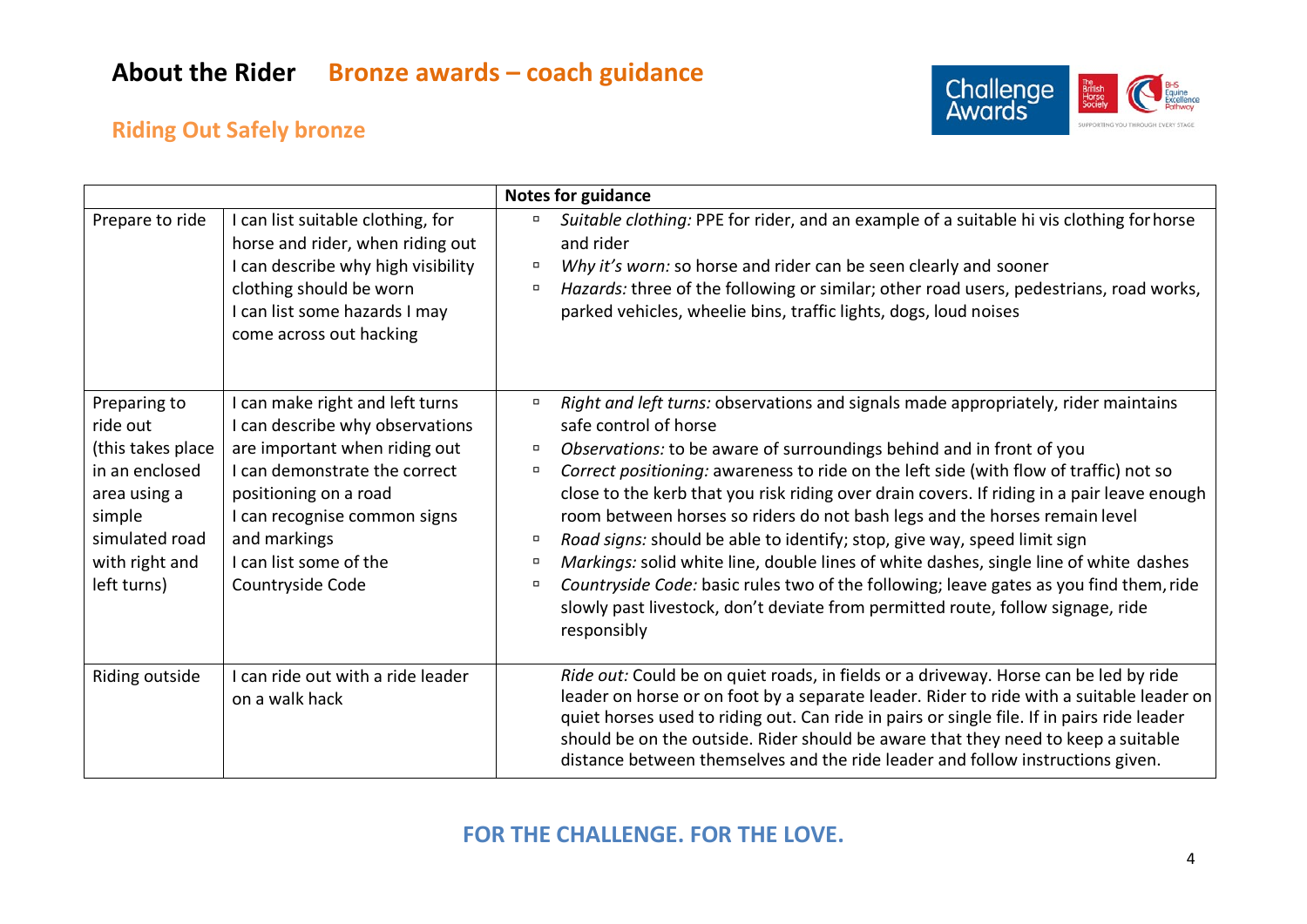# About the Rider **Bronze awards – coach guidance**

## Riding Out Safely bronze

| | | Notes for guidance |
|---|---|---|
| Prepare to ride | I can list suitable clothing, for horse and rider, when riding out<br>I can describe why high visibility clothing should be worn<br>I can list some hazards I may come across out hacking | ▫ *Suitable clothing:* PPE for rider, and an example of a suitable hi vis clothing for horse and rider<br>▫ *Why it's worn:* so horse and rider can be seen clearly and sooner<br>▫ *Hazards:* three of the following or similar; other road users, pedestrians, road works, parked vehicles, wheelie bins, traffic lights, dogs, loud noises |
| Preparing to ride out (this takes place in an enclosed area using a simple simulated road with right and left turns) | I can make right and left turns<br>I can describe why observations are important when riding out<br>I can demonstrate the correct positioning on a road<br>I can recognise common signs and markings<br>I can list some of the Countryside Code | ▫ *Right and left turns:* observations and signals made appropriately, rider maintains safe control of horse<br>▫ *Observations:* to be aware of surroundings behind and in front of you<br>▫ *Correct positioning:* awareness to ride on the left side (with flow of traffic) not so close to the kerb that you risk riding over drain covers. If riding in a pair leave enough room between horses so riders do not bash legs and the horses remain level<br>▫ *Road signs:* should be able to identify; stop, give way, speed limit sign<br>▫ *Markings:* solid white line, double lines of white dashes, single line of white dashes<br>▫ *Countryside Code:* basic rules two of the following; leave gates as you find them, ride slowly past livestock, don't deviate from permitted route, follow signage, ride responsibly |
| Riding outside | I can ride out with a ride leader on a walk hack | *Ride out:* Could be on quiet roads, in fields or a driveway. Horse can be led by ride leader on horse or on foot by a separate leader. Rider to ride with a suitable leader on quiet horses used to riding out. Can ride in pairs or single file. If in pairs ride leader should be on the outside. Rider should be aware that they need to keep a suitable distance between themselves and the ride leader and follow instructions given. |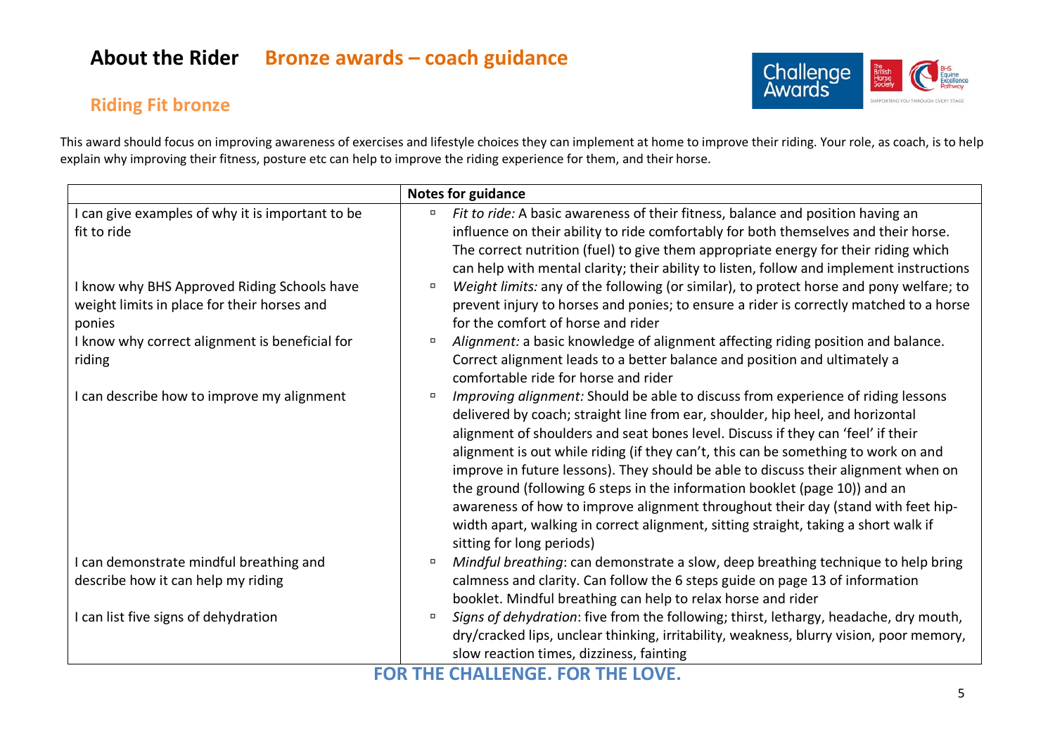# About the Rider **Bronze awards – coach guidance**

## Riding Fit bronze

This award should focus on improving awareness of exercises and lifestyle choices they can implement at home to improve their riding. Your role, as coach, is to help explain why improving their fitness, posture etc can help to improve the riding experience for them, and their horse.

| | Notes for guidance |
|---|---|
| I can give examples of why it is important to be fit to ride | ▫ *Fit to ride:* A basic awareness of their fitness, balance and position having an influence on their ability to ride comfortably for both themselves and their horse. The correct nutrition (fuel) to give them appropriate energy for their riding which can help with mental clarity; their ability to listen, follow and implement instructions |
| I know why BHS Approved Riding Schools have weight limits in place for their horses and ponies | ▫ *Weight limits:* any of the following (or similar), to protect horse and pony welfare; to prevent injury to horses and ponies; to ensure a rider is correctly matched to a horse for the comfort of horse and rider |
| I know why correct alignment is beneficial for riding | ▫ *Alignment:* a basic knowledge of alignment affecting riding position and balance. Correct alignment leads to a better balance and position and ultimately a comfortable ride for horse and rider |
| I can describe how to improve my alignment | ▫ *Improving alignment:* Should be able to discuss from experience of riding lessons delivered by coach; straight line from ear, shoulder, hip heel, and horizontal alignment of shoulders and seat bones level. Discuss if they can 'feel' if their alignment is out while riding (if they can't, this can be something to work on and improve in future lessons). They should be able to discuss their alignment when on the ground (following 6 steps in the information booklet (page 10)) and an awareness of how to improve alignment throughout their day (stand with feet hip-width apart, walking in correct alignment, sitting straight, taking a short walk if sitting for long periods) |
| I can demonstrate mindful breathing and describe how it can help my riding | ▫ *Mindful breathing*: can demonstrate a slow, deep breathing technique to help bring calmness and clarity. Can follow the 6 steps guide on page 13 of information booklet. Mindful breathing can help to relax horse and rider |
| I can list five signs of dehydration | ▫ *Signs of dehydration*: five from the following; thirst, lethargy, headache, dry mouth, dry/cracked lips, unclear thinking, irritability, weakness, blurry vision, poor memory, slow reaction times, dizziness, fainting |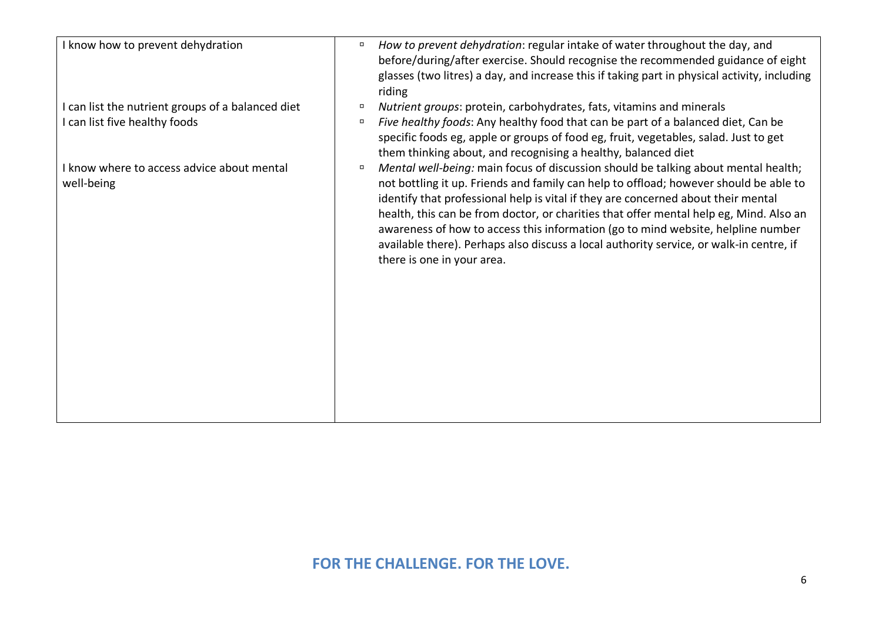| | |
|---|---|
| I know how to prevent dehydration | - *How to prevent dehydration*: regular intake of water throughout the day, and before/during/after exercise. Should recognise the recommended guidance of eight glasses (two litres) a day, and increase this if taking part in physical activity, including riding |
| I can list the nutrient groups of a balanced diet | - *Nutrient groups*: protein, carbohydrates, fats, vitamins and minerals |
| I can list five healthy foods | - *Five healthy foods*: Any healthy food that can be part of a balanced diet, Can be specific foods eg, apple or groups of food eg, fruit, vegetables, salad. Just to get them thinking about, and recognising a healthy, balanced diet |
| I know where to access advice about mental well-being | - *Mental well-being:* main focus of discussion should be talking about mental health; not bottling it up. Friends and family can help to offload; however should be able to identify that professional help is vital if they are concerned about their mental health, this can be from doctor, or charities that offer mental help eg, Mind. Also an awareness of how to access this information (go to mind website, helpline number available there). Perhaps also discuss a local authority service, or walk-in centre, if there is one in your area. |

**FOR THE CHALLENGE. FOR THE LOVE.**